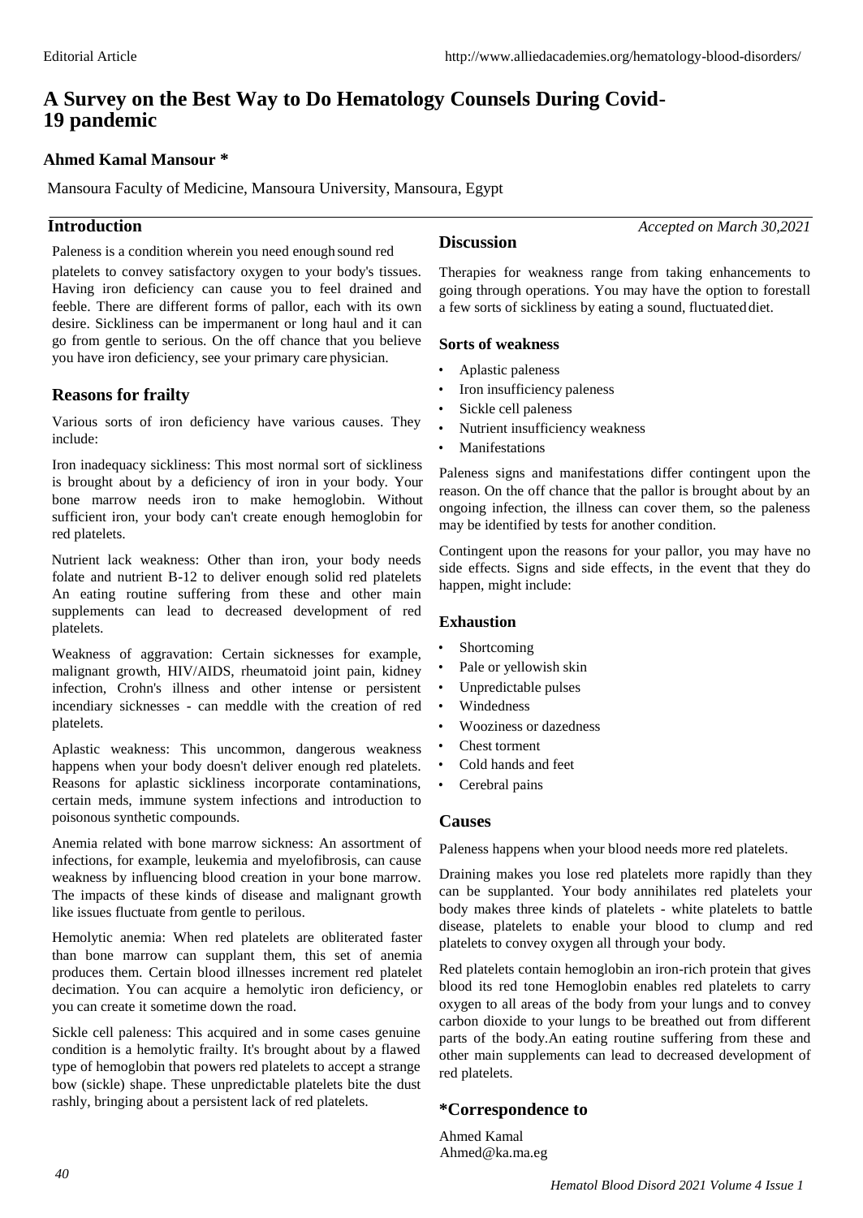# A Survey on the Best Way to Do Hematology Counsels During Covid-19 pandemic

**Ahmed Kamal Mansour ***

Mansoura Faculty of Medicine, Mansoura University, Mansoura, Egypt

*Accepted on March 30,2021*

## Introduction

Paleness is a condition wherein you need enough sound red platelets to convey satisfactory oxygen to your body's tissues. Having iron deficiency can cause you to feel drained and feeble. There are different forms of pallor, each with its own desire. Sickliness can be impermanent or long haul and it can go from gentle to serious. On the off chance that you believe you have iron deficiency, see your primary care physician.

## Reasons for frailty

Various sorts of iron deficiency have various causes. They include:

Iron inadequacy sickliness: This most normal sort of sickliness is brought about by a deficiency of iron in your body. Your bone marrow needs iron to make hemoglobin. Without sufficient iron, your body can't create enough hemoglobin for red platelets.

Nutrient lack weakness: Other than iron, your body needs folate and nutrient B-12 to deliver enough solid red platelets An eating routine suffering from these and other main supplements can lead to decreased development of red platelets.

Weakness of aggravation: Certain sicknesses for example, malignant growth, HIV/AIDS, rheumatoid joint pain, kidney infection, Crohn's illness and other intense or persistent incendiary sicknesses - can meddle with the creation of red platelets.

Aplastic weakness: This uncommon, dangerous weakness happens when your body doesn't deliver enough red platelets. Reasons for aplastic sickliness incorporate contaminations, certain meds, immune system infections and introduction to poisonous synthetic compounds.

Anemia related with bone marrow sickness: An assortment of infections, for example, leukemia and myelofibrosis, can cause weakness by influencing blood creation in your bone marrow. The impacts of these kinds of disease and malignant growth like issues fluctuate from gentle to perilous.

Hemolytic anemia: When red platelets are obliterated faster than bone marrow can supplant them, this set of anemia produces them. Certain blood illnesses increment red platelet decimation. You can acquire a hemolytic iron deficiency, or you can create it sometime down the road.

Sickle cell paleness: This acquired and in some cases genuine condition is a hemolytic frailty. It's brought about by a flawed type of hemoglobin that powers red platelets to accept a strange bow (sickle) shape. These unpredictable platelets bite the dust rashly, bringing about a persistent lack of red platelets.

## Discussion

Therapies for weakness range from taking enhancements to going through operations. You may have the option to forestall a few sorts of sickliness by eating a sound, fluctuated diet.

### Sorts of weakness

- Aplastic paleness
- Iron insufficiency paleness
- Sickle cell paleness
- Nutrient insufficiency weakness
- Manifestations

Paleness signs and manifestations differ contingent upon the reason. On the off chance that the pallor is brought about by an ongoing infection, the illness can cover them, so the paleness may be identified by tests for another condition.

Contingent upon the reasons for your pallor, you may have no side effects. Signs and side effects, in the event that they do happen, might include:

### Exhaustion

- Shortcoming
- Pale or yellowish skin
- Unpredictable pulses
- Windedness
- Wooziness or dazedness
- Chest torment
- Cold hands and feet
- Cerebral pains

## Causes

Paleness happens when your blood needs more red platelets.

Draining makes you lose red platelets more rapidly than they can be supplanted. Your body annihilates red platelets your body makes three kinds of platelets - white platelets to battle disease, platelets to enable your blood to clump and red platelets to convey oxygen all through your body.

Red platelets contain hemoglobin an iron-rich protein that gives blood its red tone Hemoglobin enables red platelets to carry oxygen to all areas of the body from your lungs and to convey carbon dioxide to your lungs to be breathed out from different parts of the body.An eating routine suffering from these and other main supplements can lead to decreased development of red platelets.

## *Correspondence to

Ahmed Kamal
Ahmed@ka.ma.eg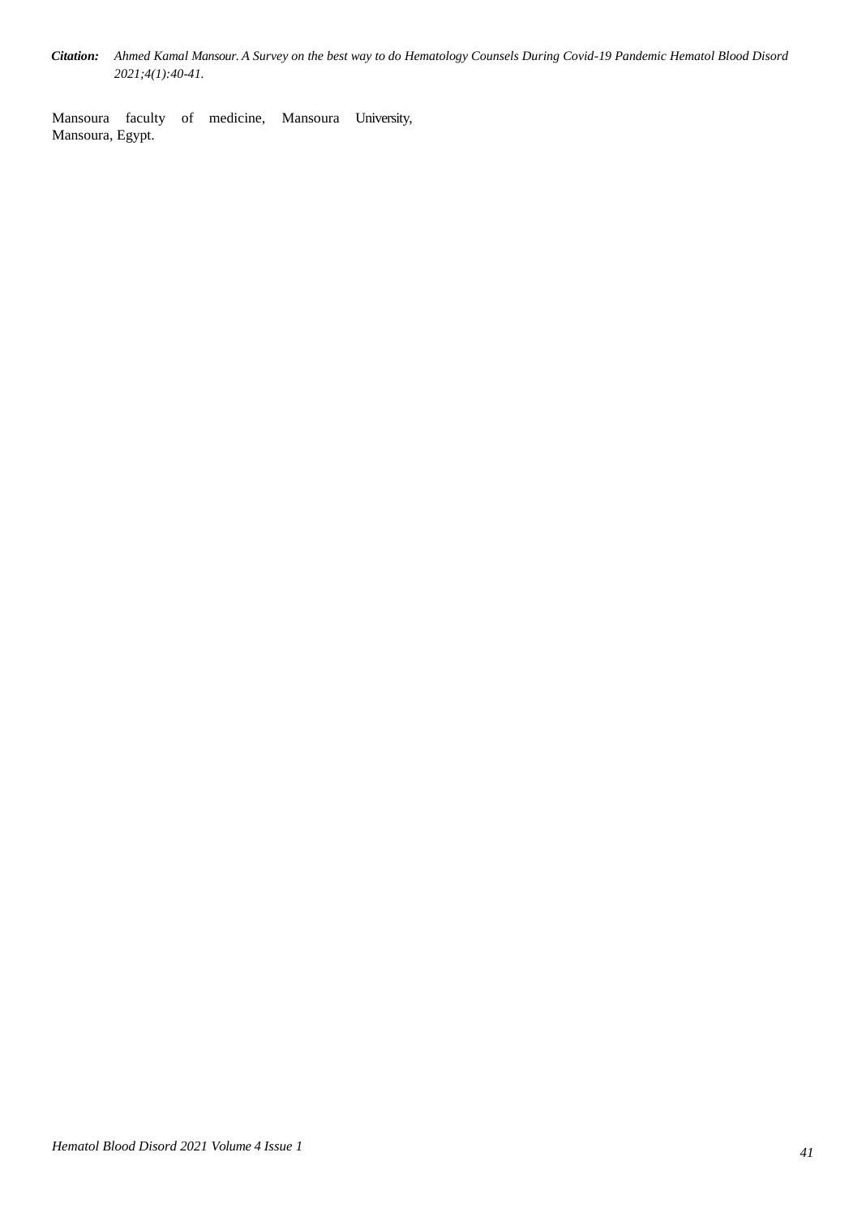***Citation:*** *Ahmed Kamal Mansour. A Survey on the best way to do Hematology Counsels During Covid-19 Pandemic Hematol Blood Disord 2021;4(1):40-41.*

Mansoura faculty of medicine, Mansoura University, Mansoura, Egypt.